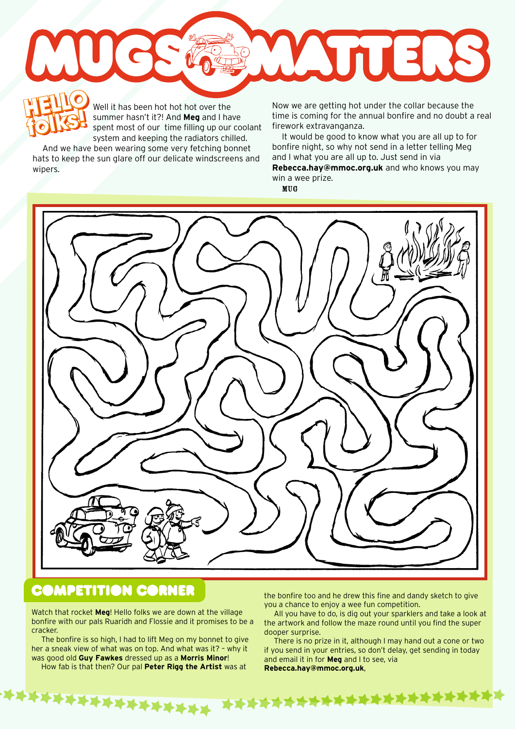# MUGS MATTERS

## HELLO folks!

Well it has been hot hot hot over the summer hasn't it?! And **Meg** and I have spent most of our time filling up our coolant system and keeping the radiators chilled.

And we have been wearing some very fetching bonnet hats to keep the sun glare off our delicate windscreens and wipers.

Now we are getting hot under the collar because the time is coming for the annual bonfire and no doubt a real firework extravanganza.

It would be good to know what you are all up to for bonfire night, so why not send in a letter telling Meg and I what you are all up to. Just send in via **Rebecca.hay@mmoc.org.uk** and who knows you may win a wee prize.

MUG

## COMPETITION CORNER

Watch that rocket **Meg**! Hello folks we are down at the village bonfire with our pals Ruaridh and Flossie and it promises to be a cracker.

The bonfire is so high, I had to lift Meg on my bonnet to give her a sneak view of what was on top. And what was it? – why it was good old **Guy Fawkes** dressed up as a **Morris Minor**!

How fab is that then? Our pal **Peter Rigg the Artist** was at the bonfire too and he drew this fine and dandy sketch to give you a chance to enjoy a wee fun competition.

All you have to do, is dig out your sparklers and take a look at the artwork and follow the maze round until you find the super dooper surprise.

There is no prize in it, although I may hand out a cone or two if you send in your entries, so don't delay, get sending in today and email it in for **Meg** and I to see, via **Rebecca.hay@mmoc.org.uk**,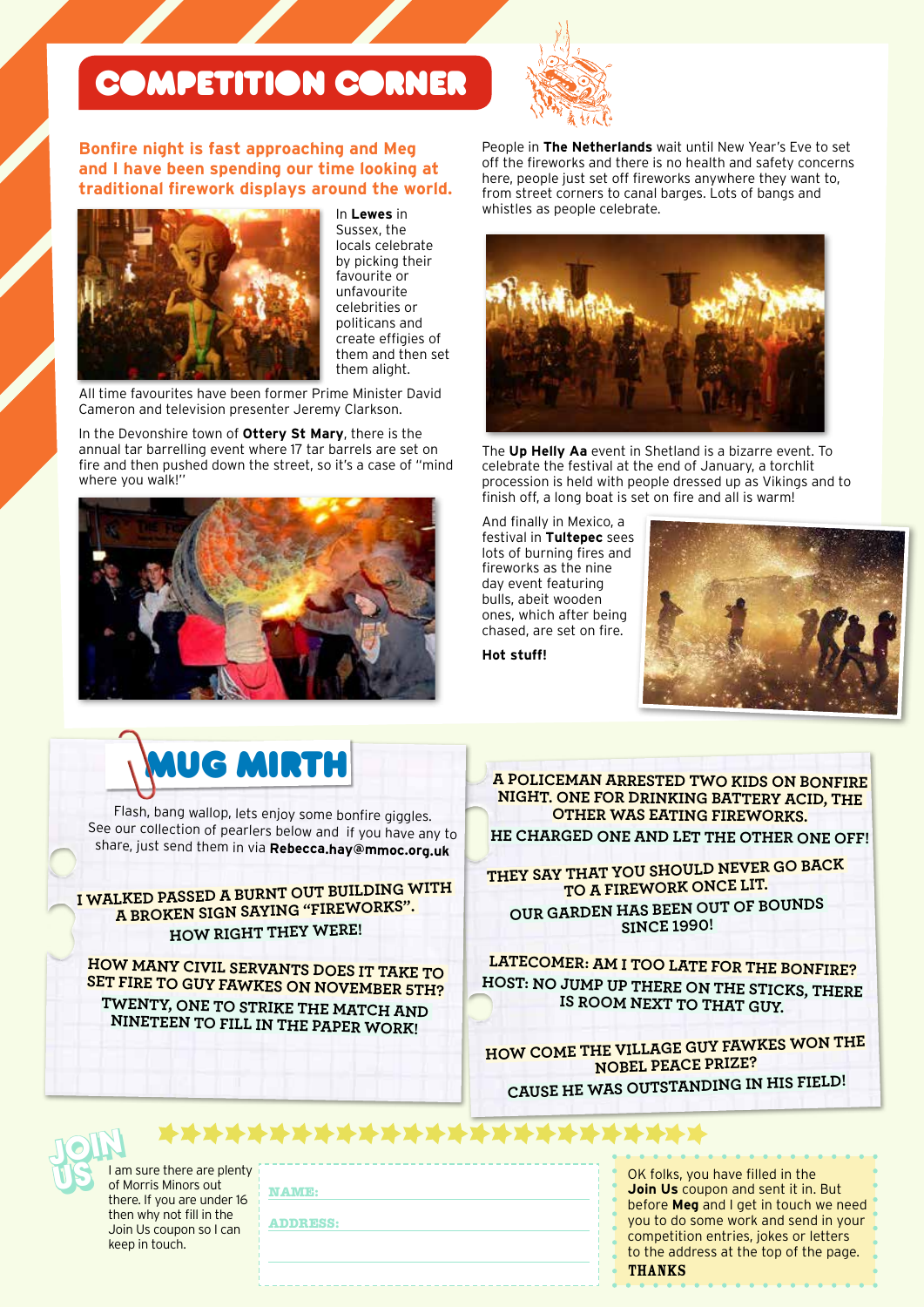# COMPETITION CORNER

**Bonfire night is fast approaching and Meg and I have been spending our time looking at traditional firework displays around the world.**

In **Lewes** in Sussex, the locals celebrate by picking their favourite or unfavourite celebrities or politicans and create effigies of them and then set them alight.

All time favourites have been former Prime Minister David Cameron and television presenter Jeremy Clarkson.

In the Devonshire town of **Ottery St Mary**, there is the annual tar barrelling event where 17 tar barrels are set on fire and then pushed down the street, so it's a case of "mind where you walk!"

People in **The Netherlands** wait until New Year's Eve to set off the fireworks and there is no health and safety concerns here, people just set off fireworks anywhere they want to, from street corners to canal barges. Lots of bangs and whistles as people celebrate.

The **Up Helly Aa** event in Shetland is a bizarre event. To celebrate the festival at the end of January, a torchlit procession is held with people dressed up as Vikings and to finish off, a long boat is set on fire and all is warm!

And finally in Mexico, a festival in **Tultepec** sees lots of burning fires and fireworks as the nine day event featuring bulls, abeit wooden ones, which after being chased, are set on fire.

**Hot stuff!**

## MUG MIRTH

Flash, bang wallop, lets enjoy some bonfire giggles. See our collection of pearlers below and if you have any to share, just send them in via **Rebecca.hay@mmoc.org.uk**

I WALKED PASSED A BURNT OUT BUILDING WITH A BROKEN SIGN SAYING "FIREWORKS". HOW RIGHT THEY WERE!

HOW MANY CIVIL SERVANTS DOES IT TAKE TO SET FIRE TO GUY FAWKES ON NOVEMBER 5TH? TWENTY, ONE TO STRIKE THE MATCH AND NINETEEN TO FILL IN THE PAPER WORK!

A POLICEMAN ARRESTED TWO KIDS ON BONFIRE NIGHT. ONE FOR DRINKING BATTERY ACID, THE OTHER WAS EATING FIREWORKS. HE CHARGED ONE AND LET THE OTHER ONE OFF!

THEY SAY THAT YOU SHOULD NEVER GO BACK TO A FIREWORK ONCE LIT. OUR GARDEN HAS BEEN OUT OF BOUNDS SINCE 1990!

LATECOMER: AM I TOO LATE FOR THE BONFIRE? HOST: NO JUMP UP THERE ON THE STICKS, THERE IS ROOM NEXT TO THAT GUY.

HOW COME THE VILLAGE GUY FAWKES WON THE NOBEL PEACE PRIZE? CAUSE HE WAS OUTSTANDING IN HIS FIELD!

## JOIN US

I am sure there are plenty of Morris Minors out there. If you are under 16 then why not fill in the Join Us coupon so I can keep in touch.

NAME:

ADDRESS:

OK folks, you have filled in the **Join Us** coupon and sent it in. But before **Meg** and I get in touch we need you to do some work and send in your competition entries, jokes or letters to the address at the top of the page.

**THANKS**